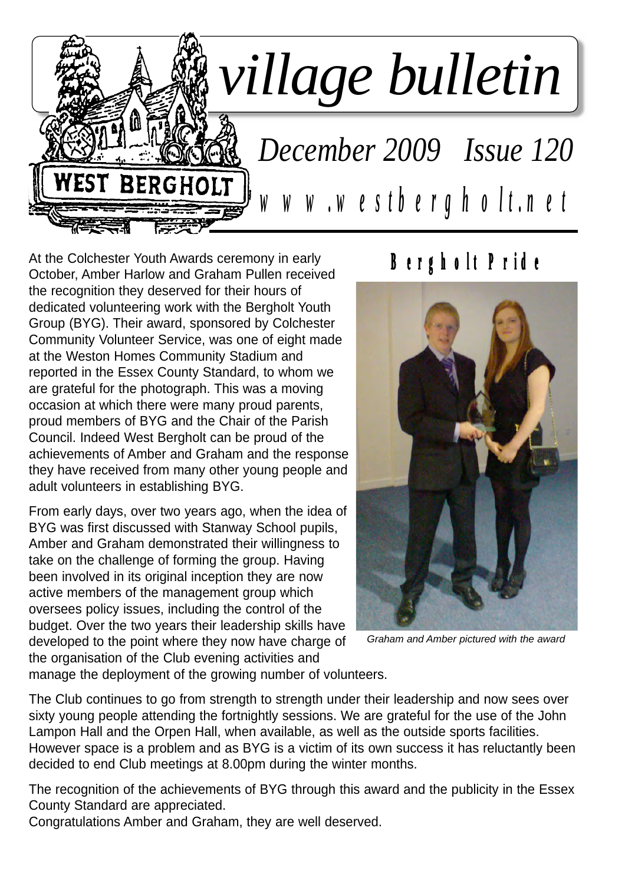# village bulletin

## December 2009 Issue 120

www.westbergholt.net

## Bergholt Pride

At the Colchester Youth Awards ceremony in early October, Amber Harlow and Graham Pullen received the recognition they deserved for their hours of dedicated volunteering work with the Bergholt Youth Group (BYG). Their award, sponsored by Colchester Community Volunteer Service, was one of eight made at the Weston Homes Community Stadium and reported in the Essex County Standard, to whom we are grateful for the photograph. This was a moving occasion at which there were many proud parents, proud members of BYG and the Chair of the Parish Council. Indeed West Bergholt can be proud of the achievements of Amber and Graham and the response they have received from many other young people and adult volunteers in establishing BYG.

*Graham and Amber pictured with the award*

From early days, over two years ago, when the idea of BYG was first discussed with Stanway School pupils, Amber and Graham demonstrated their willingness to take on the challenge of forming the group. Having been involved in its original inception they are now active members of the management group which oversees policy issues, including the control of the budget. Over the two years their leadership skills have developed to the point where they now have charge of the organisation of the Club evening activities and manage the deployment of the growing number of volunteers.

The Club continues to go from strength to strength under their leadership and now sees over sixty young people attending the fortnightly sessions. We are grateful for the use of the John Lampon Hall and the Orpen Hall, when available, as well as the outside sports facilities. However space is a problem and as BYG is a victim of its own success it has reluctantly been decided to end Club meetings at 8.00pm during the winter months.

The recognition of the achievements of BYG through this award and the publicity in the Essex County Standard are appreciated.
Congratulations Amber and Graham, they are well deserved.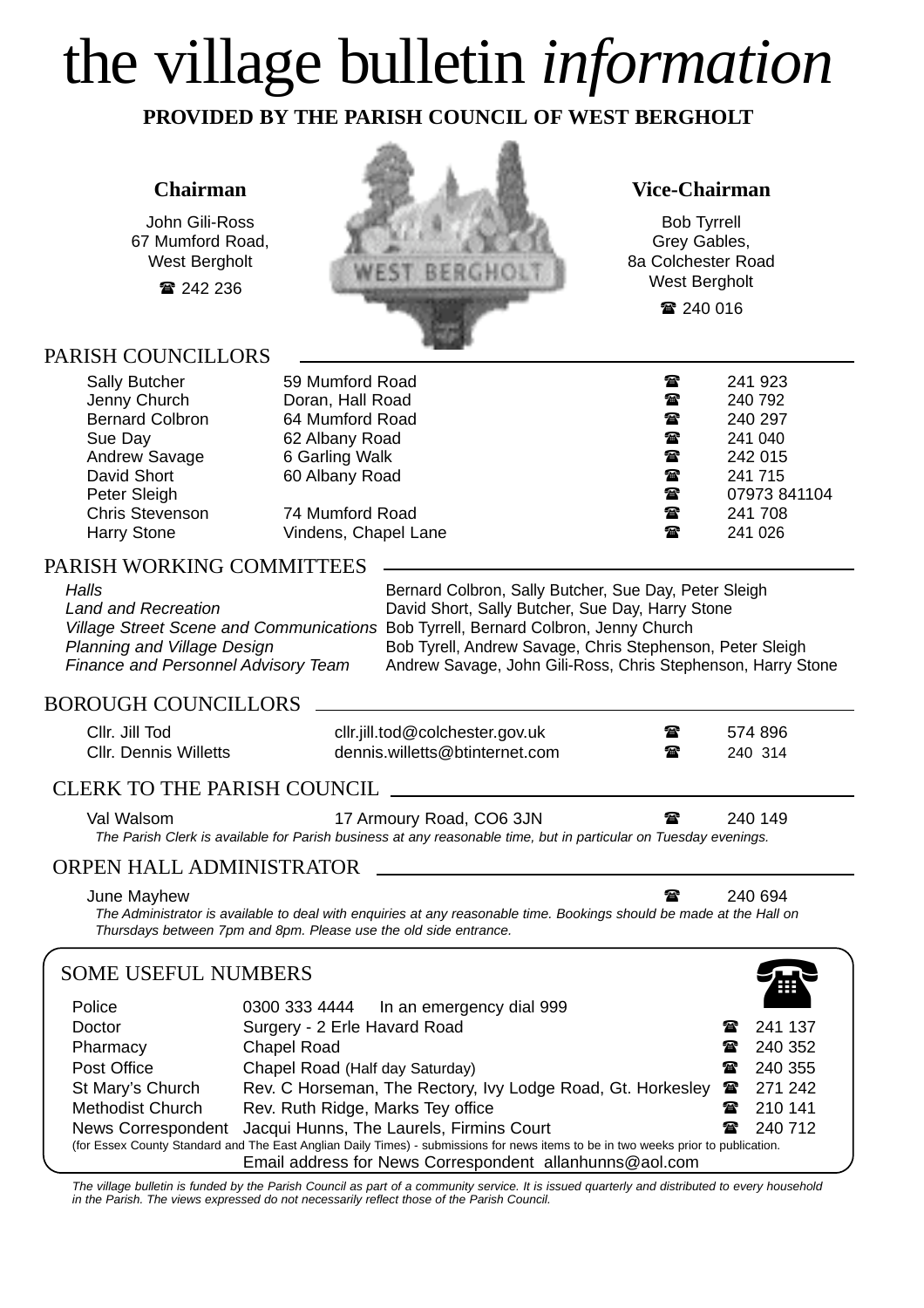# the village bulletin *information*

**PROVIDED BY THE PARISH COUNCIL OF WEST BERGHOLT**

### Chairman

John Gili-Ross
67 Mumford Road,
West Bergholt
☎ 242 236

### Vice-Chairman

Bob Tyrrell
Grey Gables,
8a Colchester Road
West Bergholt
☎ 240 016

## PARISH COUNCILLORS

| | | | |
|---|---|---|---|
| Sally Butcher | 59 Mumford Road | ☎ | 241 923 |
| Jenny Church | Doran, Hall Road | ☎ | 240 792 |
| Bernard Colbron | 64 Mumford Road | ☎ | 240 297 |
| Sue Day | 62 Albany Road | ☎ | 241 040 |
| Andrew Savage | 6 Garling Walk | ☎ | 242 015 |
| David Short | 60 Albany Road | ☎ | 241 715 |
| Peter Sleigh | | ☎ | 07973 841104 |
| Chris Stevenson | 74 Mumford Road | ☎ | 241 708 |
| Harry Stone | Vindens, Chapel Lane | ☎ | 241 026 |

## PARISH WORKING COMMITTEES

| | |
|---|---|
| *Halls* | Bernard Colbron, Sally Butcher, Sue Day, Peter Sleigh |
| *Land and Recreation* | David Short, Sally Butcher, Sue Day, Harry Stone |
| *Village Street Scene and Communications* | Bob Tyrell, Bernard Colbron, Jenny Church |
| *Planning and Village Design* | Bob Tyrell, Andrew Savage, Chris Stephenson, Peter Sleigh |
| *Finance and Personnel Advisory Team* | Andrew Savage, John Gili-Ross, Chris Stephenson, Harry Stone |

## BOROUGH COUNCILLORS

| | | | |
|---|---|---|---|
| Cllr. Jill Tod | cllr.jill.tod@colchester.gov.uk | ☎ | 574 896 |
| Cllr. Dennis Willetts | dennis.willetts@btinternet.com | ☎ | 240 314 |

## CLERK TO THE PARISH COUNCIL

Val Walsom — 17 Armoury Road, CO6 3JN — ☎ 240 149

*The Parish Clerk is available for Parish business at any reasonable time, but in particular on Tuesday evenings.*

## ORPEN HALL ADMINISTRATOR

June Mayhew — ☎ 240 694

*The Administrator is available to deal with enquiries at any reasonable time. Bookings should be made at the Hall on Thursdays between 7pm and 8pm. Please use the old side entrance.*

## SOME USEFUL NUMBERS

| | | | |
|---|---|---|---|
| Police | 0300 333 4444 In an emergency dial 999 | | |
| Doctor | Surgery - 2 Erle Havard Road | ☎ | 241 137 |
| Pharmacy | Chapel Road | ☎ | 240 352 |
| Post Office | Chapel Road (Half day Saturday) | ☎ | 240 355 |
| St Mary's Church | Rev. C Horseman, The Rectory, Ivy Lodge Road, Gt. Horkesley | ☎ | 271 242 |
| Methodist Church | Rev. Ruth Ridge, Marks Tey office | ☎ | 210 141 |
| News Correspondent | Jacqui Hunns, The Laurels, Firmins Court | ☎ | 240 712 |

(for Essex County Standard and The East Anglian Daily Times) - submissions for news items to be in two weeks prior to publication.

Email address for News Correspondent allanhunns@aol.com

*The village bulletin is funded by the Parish Council as part of a community service. It is issued quarterly and distributed to every household in the Parish. The views expressed do not necessarily reflect those of the Parish Council.*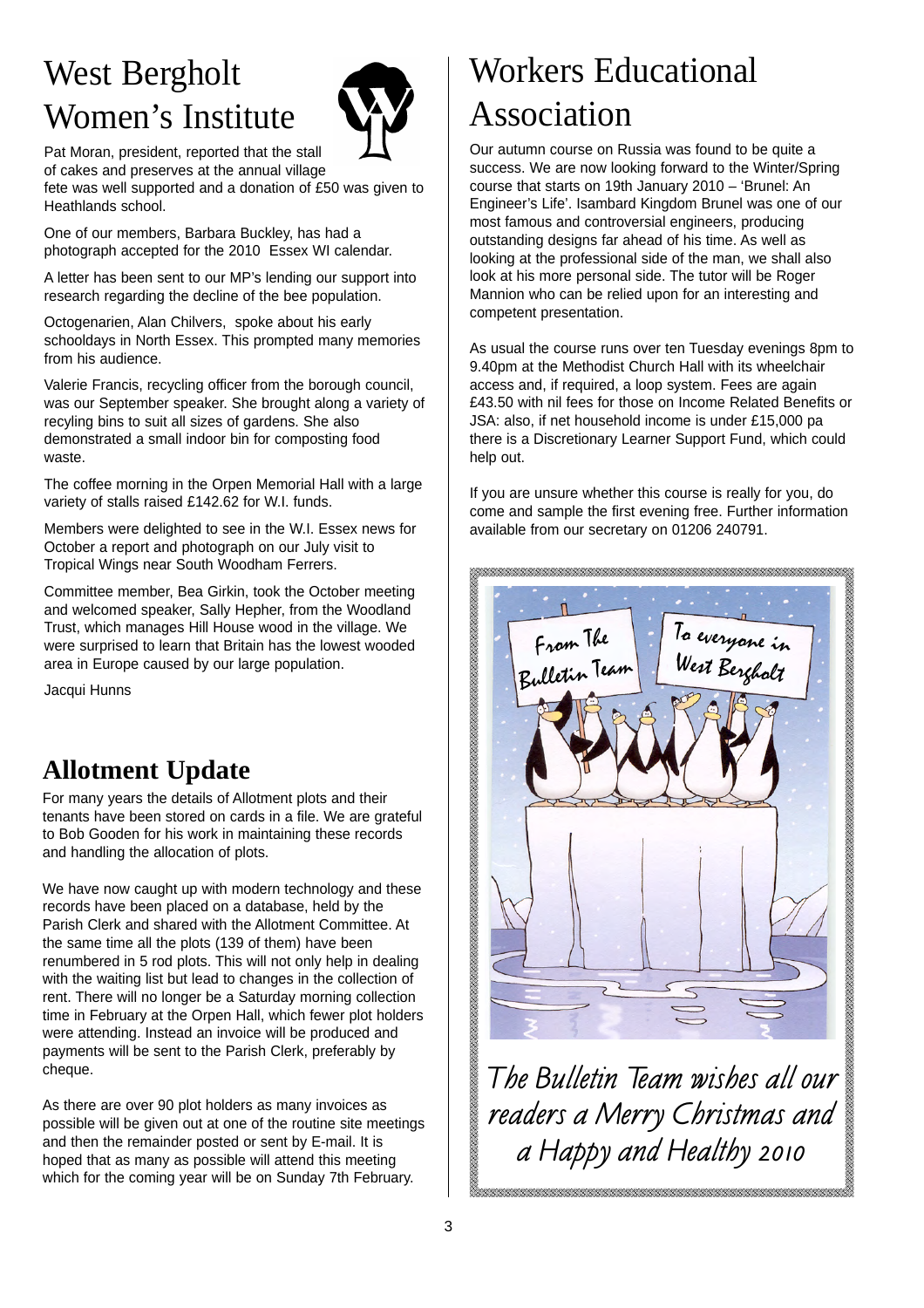# West Bergholt Women's Institute

Pat Moran, president, reported that the stall of cakes and preserves at the annual village fete was well supported and a donation of £50 was given to Heathlands school.

One of our members, Barbara Buckley, has had a photograph accepted for the 2010 Essex WI calendar.

A letter has been sent to our MP's lending our support into research regarding the decline of the bee population.

Octogenarien, Alan Chilvers, spoke about his early schooldays in North Essex. This prompted many memories from his audience.

Valerie Francis, recycling officer from the borough council, was our September speaker. She brought along a variety of recyling bins to suit all sizes of gardens. She also demonstrated a small indoor bin for composting food waste.

The coffee morning in the Orpen Memorial Hall with a large variety of stalls raised £142.62 for W.I. funds.

Members were delighted to see in the W.I. Essex news for October a report and photograph on our July visit to Tropical Wings near South Woodham Ferrers.

Committee member, Bea Girkin, took the October meeting and welcomed speaker, Sally Hepher, from the Woodland Trust, which manages Hill House wood in the village. We were surprised to learn that Britain has the lowest wooded area in Europe caused by our large population.

Jacqui Hunns

## Allotment Update

For many years the details of Allotment plots and their tenants have been stored on cards in a file. We are grateful to Bob Gooden for his work in maintaining these records and handling the allocation of plots.

We have now caught up with modern technology and these records have been placed on a database, held by the Parish Clerk and shared with the Allotment Committee. At the same time all the plots (139 of them) have been renumbered in 5 rod plots. This will not only help in dealing with the waiting list but lead to changes in the collection of rent. There will no longer be a Saturday morning collection time in February at the Orpen Hall, which fewer plot holders were attending. Instead an invoice will be produced and payments will be sent to the Parish Clerk, preferably by cheque.

As there are over 90 plot holders as many invoices as possible will be given out at one of the routine site meetings and then the remainder posted or sent by E-mail. It is hoped that as many as possible will attend this meeting which for the coming year will be on Sunday 7th February.

# Workers Educational Association

Our autumn course on Russia was found to be quite a success. We are now looking forward to the Winter/Spring course that starts on 19th January 2010 – 'Brunel: An Engineer's Life'. Isambard Kingdom Brunel was one of our most famous and controversial engineers, producing outstanding designs far ahead of his time. As well as looking at the professional side of the man, we shall also look at his more personal side. The tutor will be Roger Mannion who can be relied upon for an interesting and competent presentation.

As usual the course runs over ten Tuesday evenings 8pm to 9.40pm at the Methodist Church Hall with its wheelchair access and, if required, a loop system. Fees are again £43.50 with nil fees for those on Income Related Benefits or JSA: also, if net household income is under £15,000 pa there is a Discretionary Learner Support Fund, which could help out.

If you are unsure whether this course is really for you, do come and sample the first evening free. Further information available from our secretary on 01206 240791.

*The Bulletin Team wishes all our readers a Merry Christmas and a Happy and Healthy 2010*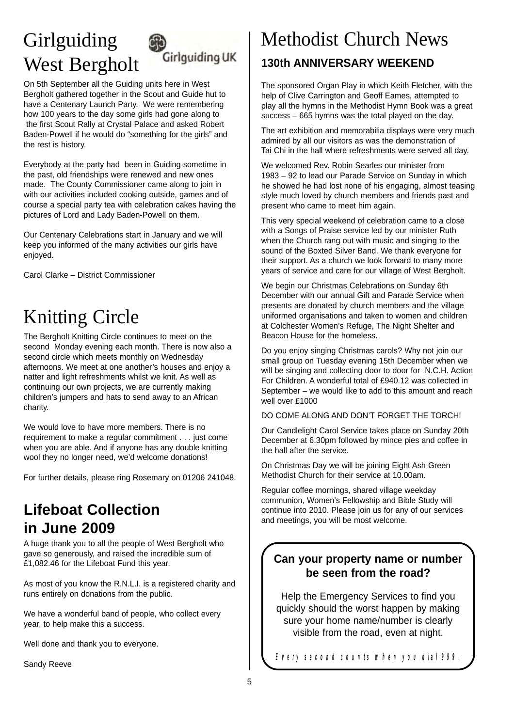# Girlguiding West Bergholt

Girlguiding UK

On 5th September all the Guiding units here in West Bergholt gathered together in the Scout and Guide hut to have a Centenary Launch Party. We were remembering how 100 years to the day some girls had gone along to the first Scout Rally at Crystal Palace and asked Robert Baden-Powell if he would do "something for the girls" and the rest is history.

Everybody at the party had been in Guiding sometime in the past, old friendships were renewed and new ones made. The County Commissioner came along to join in with our activities included cooking outside, games and of course a special party tea with celebration cakes having the pictures of Lord and Lady Baden-Powell on them.

Our Centenary Celebrations start in January and we will keep you informed of the many activities our girls have enjoyed.

Carol Clarke – District Commissioner

# Knitting Circle

The Bergholt Knitting Circle continues to meet on the second Monday evening each month. There is now also a second circle which meets monthly on Wednesday afternoons. We meet at one another's houses and enjoy a natter and light refreshments whilst we knit. As well as continuing our own projects, we are currently making children's jumpers and hats to send away to an African charity.

We would love to have more members. There is no requirement to make a regular commitment . . . just come when you are able. And if anyone has any double knitting wool they no longer need, we'd welcome donations!

For further details, please ring Rosemary on 01206 241048.

## Lifeboat Collection in June 2009

A huge thank you to all the people of West Bergholt who gave so generously, and raised the incredible sum of £1,082.46 for the Lifeboat Fund this year.

As most of you know the R.N.L.I. is a registered charity and runs entirely on donations from the public.

We have a wonderful band of people, who collect every year, to help make this a success.

Well done and thank you to everyone.

Sandy Reeve

# Methodist Church News

## 130th ANNIVERSARY WEEKEND

The sponsored Organ Play in which Keith Fletcher, with the help of Clive Carrington and Geoff Eames, attempted to play all the hymns in the Methodist Hymn Book was a great success – 665 hymns was the total played on the day.

The art exhibition and memorabilia displays were very much admired by all our visitors as was the demonstration of Tai Chi in the hall where refreshments were served all day.

We welcomed Rev. Robin Searles our minister from 1983 – 92 to lead our Parade Service on Sunday in which he showed he had lost none of his engaging, almost teasing style much loved by church members and friends past and present who came to meet him again.

This very special weekend of celebration came to a close with a Songs of Praise service led by our minister Ruth when the Church rang out with music and singing to the sound of the Boxted Silver Band. We thank everyone for their support. As a church we look forward to many more years of service and care for our village of West Bergholt.

We begin our Christmas Celebrations on Sunday 6th December with our annual Gift and Parade Service when presents are donated by church members and the village uniformed organisations and taken to women and children at Colchester Women's Refuge, The Night Shelter and Beacon House for the homeless.

Do you enjoy singing Christmas carols? Why not join our small group on Tuesday evening 15th December when we will be singing and collecting door to door for N.C.H. Action For Children. A wonderful total of £940.12 was collected in September – we would like to add to this amount and reach well over £1000

DO COME ALONG AND DON'T FORGET THE TORCH!

Our Candlelight Carol Service takes place on Sunday 20th December at 6.30pm followed by mince pies and coffee in the hall after the service.

On Christmas Day we will be joining Eight Ash Green Methodist Church for their service at 10.00am.

Regular coffee mornings, shared village weekday communion, Women's Fellowship and Bible Study will continue into 2010. Please join us for any of our services and meetings, you will be most welcome.

**Can your property name or number be seen from the road?**

Help the Emergency Services to find you quickly should the worst happen by making sure your home name/number is clearly visible from the road, even at night.

*Every second counts when you dial 999.*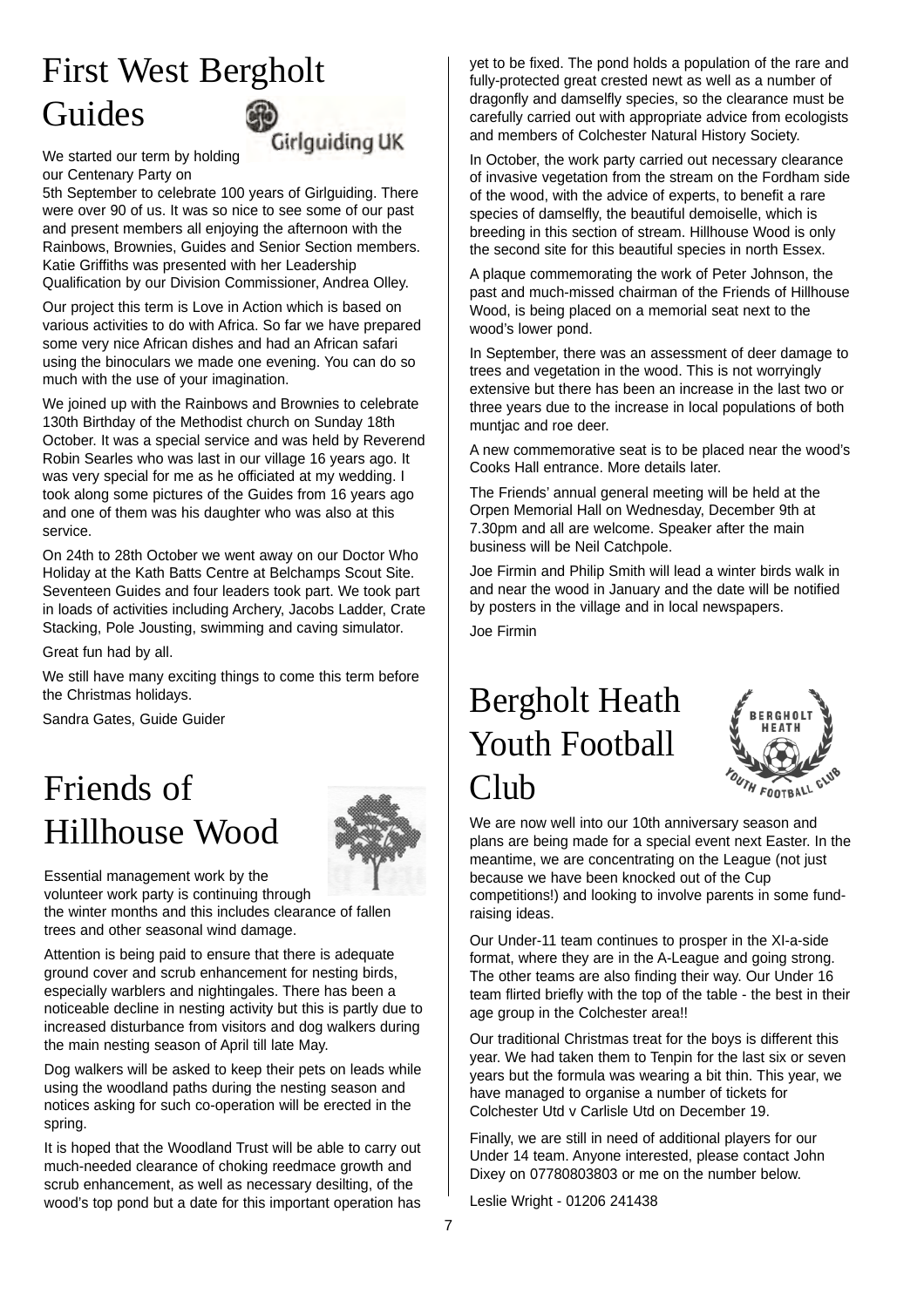# First West Bergholt Guides

We started our term by holding our Centenary Party on 5th September to celebrate 100 years of Girlguiding. There were over 90 of us. It was so nice to see some of our past and present members all enjoying the afternoon with the Rainbows, Brownies, Guides and Senior Section members. Katie Griffiths was presented with her Leadership Qualification by our Division Commissioner, Andrea Olley.

Our project this term is Love in Action which is based on various activities to do with Africa. So far we have prepared some very nice African dishes and had an African safari using the binoculars we made one evening. You can do so much with the use of your imagination.

We joined up with the Rainbows and Brownies to celebrate 130th Birthday of the Methodist church on Sunday 18th October. It was a special service and was held by Reverend Robin Searles who was last in our village 16 years ago. It was very special for me as he officiated at my wedding. I took along some pictures of the Guides from 16 years ago and one of them was his daughter who was also at this service.

On 24th to 28th October we went away on our Doctor Who Holiday at the Kath Batts Centre at Belchamps Scout Site. Seventeen Guides and four leaders took part. We took part in loads of activities including Archery, Jacobs Ladder, Crate Stacking, Pole Jousting, swimming and caving simulator.

Great fun had by all.

We still have many exciting things to come this term before the Christmas holidays.

Sandra Gates, Guide Guider

# Friends of Hillhouse Wood

Essential management work by the volunteer work party is continuing through the winter months and this includes clearance of fallen trees and other seasonal wind damage.

Attention is being paid to ensure that there is adequate ground cover and scrub enhancement for nesting birds, especially warblers and nightingales. There has been a noticeable decline in nesting activity but this is partly due to increased disturbance from visitors and dog walkers during the main nesting season of April till late May.

Dog walkers will be asked to keep their pets on leads while using the woodland paths during the nesting season and notices asking for such co-operation will be erected in the spring.

It is hoped that the Woodland Trust will be able to carry out much-needed clearance of choking reedmace growth and scrub enhancement, as well as necessary desilting, of the wood's top pond but a date for this important operation has yet to be fixed. The pond holds a population of the rare and fully-protected great crested newt as well as a number of dragonfly and damselfly species, so the clearance must be carefully carried out with appropriate advice from ecologists and members of Colchester Natural History Society.

In October, the work party carried out necessary clearance of invasive vegetation from the stream on the Fordham side of the wood, with the advice of experts, to benefit a rare species of damselfly, the beautiful demoiselle, which is breeding in this section of stream. Hillhouse Wood is only the second site for this beautiful species in north Essex.

A plaque commemorating the work of Peter Johnson, the past and much-missed chairman of the Friends of Hillhouse Wood, is being placed on a memorial seat next to the wood's lower pond.

In September, there was an assessment of deer damage to trees and vegetation in the wood. This is not worryingly extensive but there has been an increase in the last two or three years due to the increase in local populations of both muntjac and roe deer.

A new commemorative seat is to be placed near the wood's Cooks Hall entrance. More details later.

The Friends' annual general meeting will be held at the Orpen Memorial Hall on Wednesday, December 9th at 7.30pm and all are welcome. Speaker after the main business will be Neil Catchpole.

Joe Firmin and Philip Smith will lead a winter birds walk in and near the wood in January and the date will be notified by posters in the village and in local newspapers.

Joe Firmin

# Bergholt Heath Youth Football Club

We are now well into our 10th anniversary season and plans are being made for a special event next Easter. In the meantime, we are concentrating on the League (not just because we have been knocked out of the Cup competitions!) and looking to involve parents in some fund-raising ideas.

Our Under-11 team continues to prosper in the XI-a-side format, where they are in the A-League and going strong. The other teams are also finding their way. Our Under 16 team flirted briefly with the top of the table - the best in their age group in the Colchester area!!

Our traditional Christmas treat for the boys is different this year. We had taken them to Tenpin for the last six or seven years but the formula was wearing a bit thin. This year, we have managed to organise a number of tickets for Colchester Utd v Carlisle Utd on December 19.

Finally, we are still in need of additional players for our Under 14 team. Anyone interested, please contact John Dixey on 07780803803 or me on the number below.

Leslie Wright - 01206 241438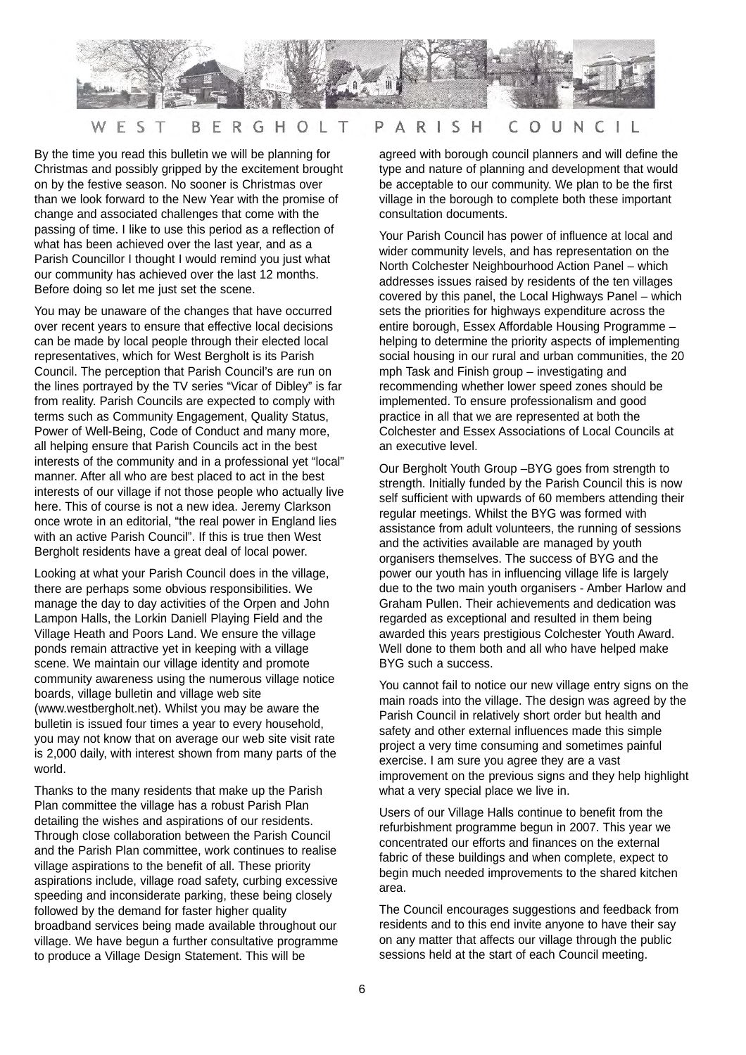# WEST BERGHOLT PARISH COUNCIL

By the time you read this bulletin we will be planning for Christmas and possibly gripped by the excitement brought on by the festive season. No sooner is Christmas over than we look forward to the New Year with the promise of change and associated challenges that come with the passing of time. I like to use this period as a reflection of what has been achieved over the last year, and as a Parish Councillor I thought I would remind you just what our community has achieved over the last 12 months. Before doing so let me just set the scene.

You may be unaware of the changes that have occurred over recent years to ensure that effective local decisions can be made by local people through their elected local representatives, which for West Bergholt is its Parish Council. The perception that Parish Council's are run on the lines portrayed by the TV series "Vicar of Dibley" is far from reality. Parish Councils are expected to comply with terms such as Community Engagement, Quality Status, Power of Well-Being, Code of Conduct and many more, all helping ensure that Parish Councils act in the best interests of the community and in a professional yet "local" manner. After all who are best placed to act in the best interests of our village if not those people who actually live here. This of course is not a new idea. Jeremy Clarkson once wrote in an editorial, "the real power in England lies with an active Parish Council". If this is true then West Bergholt residents have a great deal of local power.

Looking at what your Parish Council does in the village, there are perhaps some obvious responsibilities. We manage the day to day activities of the Orpen and John Lampon Halls, the Lorkin Daniell Playing Field and the Village Heath and Poors Land. We ensure the village ponds remain attractive yet in keeping with a village scene. We maintain our village identity and promote community awareness using the numerous village notice boards, village bulletin and village web site (www.westbergholt.net). Whilst you may be aware the bulletin is issued four times a year to every household, you may not know that on average our web site visit rate is 2,000 daily, with interest shown from many parts of the world.

Thanks to the many residents that make up the Parish Plan committee the village has a robust Parish Plan detailing the wishes and aspirations of our residents. Through close collaboration between the Parish Council and the Parish Plan committee, work continues to realise village aspirations to the benefit of all. These priority aspirations include, village road safety, curbing excessive speeding and inconsiderate parking, these being closely followed by the demand for faster higher quality broadband services being made available throughout our village. We have begun a further consultative programme to produce a Village Design Statement. This will be agreed with borough council planners and will define the type and nature of planning and development that would be acceptable to our community. We plan to be the first village in the borough to complete both these important consultation documents.

Your Parish Council has power of influence at local and wider community levels, and has representation on the North Colchester Neighbourhood Action Panel – which addresses issues raised by residents of the ten villages covered by this panel, the Local Highways Panel – which sets the priorities for highways expenditure across the entire borough, Essex Affordable Housing Programme – helping to determine the priority aspects of implementing social housing in our rural and urban communities, the 20 mph Task and Finish group – investigating and recommending whether lower speed zones should be implemented. To ensure professionalism and good practice in all that we are represented at both the Colchester and Essex Associations of Local Councils at an executive level.

Our Bergholt Youth Group –BYG goes from strength to strength. Initially funded by the Parish Council this is now self sufficient with upwards of 60 members attending their regular meetings. Whilst the BYG was formed with assistance from adult volunteers, the running of sessions and the activities available are managed by youth organisers themselves. The success of BYG and the power our youth has in influencing village life is largely due to the two main youth organisers - Amber Harlow and Graham Pullen. Their achievements and dedication was regarded as exceptional and resulted in them being awarded this years prestigious Colchester Youth Award. Well done to them both and all who have helped make BYG such a success.

You cannot fail to notice our new village entry signs on the main roads into the village. The design was agreed by the Parish Council in relatively short order but health and safety and other external influences made this simple project a very time consuming and sometimes painful exercise. I am sure you agree they are a vast improvement on the previous signs and they help highlight what a very special place we live in.

Users of our Village Halls continue to benefit from the refurbishment programme begun in 2007. This year we concentrated our efforts and finances on the external fabric of these buildings and when complete, expect to begin much needed improvements to the shared kitchen area.

The Council encourages suggestions and feedback from residents and to this end invite anyone to have their say on any matter that affects our village through the public sessions held at the start of each Council meeting.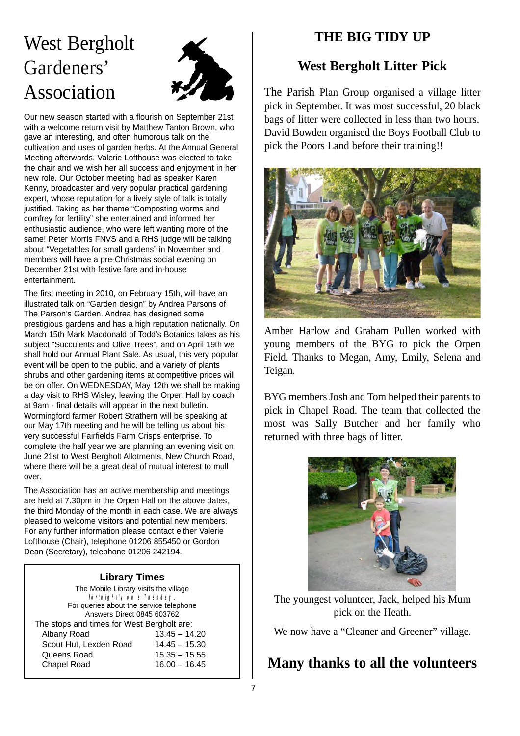# West Bergholt Gardeners' Association

Our new season started with a flourish on September 21st with a welcome return visit by Matthew Tanton Brown, who gave an interesting, and often humorous talk on the cultivation and uses of garden herbs. At the Annual General Meeting afterwards, Valerie Lofthouse was elected to take the chair and we wish her all success and enjoyment in her new role. Our October meeting had as speaker Karen Kenny, broadcaster and very popular practical gardening expert, whose reputation for a lively style of talk is totally justified. Taking as her theme "Composting worms and comfrey for fertility" she entertained and informed her enthusiastic audience, who were left wanting more of the same! Peter Morris FNVS and a RHS judge will be talking about "Vegetables for small gardens" in November and members will have a pre-Christmas social evening on December 21st with festive fare and in-house entertainment.

The first meeting in 2010, on February 15th, will have an illustrated talk on "Garden design" by Andrea Parsons of The Parson's Garden. Andrea has designed some prestigious gardens and has a high reputation nationally. On March 15th Mark Macdonald of Todd's Botanics takes as his subject "Succulents and Olive Trees", and on April 19th we shall hold our Annual Plant Sale. As usual, this very popular event will be open to the public, and a variety of plants shrubs and other gardening items at competitive prices will be on offer. On WEDNESDAY, May 12th we shall be making a day visit to RHS Wisley, leaving the Orpen Hall by coach at 9am - final details will appear in the next bulletin. Wormingford farmer Robert Strathern will be speaking at our May 17th meeting and he will be telling us about his very successful Fairfields Farm Crisps enterprise. To complete the half year we are planning an evening visit on June 21st to West Bergholt Allotments, New Church Road, where there will be a great deal of mutual interest to mull over.

The Association has an active membership and meetings are held at 7.30pm in the Orpen Hall on the above dates, the third Monday of the month in each case. We are always pleased to welcome visitors and potential new members. For any further information please contact either Valerie Lofthouse (Chair), telephone 01206 855450 or Gordon Dean (Secretary), telephone 01206 242194.

### Library Times

The Mobile Library visits the village fortnightly on a Tuesday.
For queries about the service telephone Answers Direct 0845 603762

The stops and times for West Bergholt are:

| Stop | Time |
|---|---|
| Albany Road | 13.45 – 14.20 |
| Scout Hut, Lexden Road | 14.45 – 15.30 |
| Queens Road | 15.35 – 15.55 |
| Chapel Road | 16.00 – 16.45 |

# THE BIG TIDY UP

## West Bergholt Litter Pick

The Parish Plan Group organised a village litter pick in September. It was most successful, 20 black bags of litter were collected in less than two hours. David Bowden organised the Boys Football Club to pick the Poors Land before their training!!

Amber Harlow and Graham Pullen worked with young members of the BYG to pick the Orpen Field. Thanks to Megan, Amy, Emily, Selena and Teigan.

BYG members Josh and Tom helped their parents to pick in Chapel Road. The team that collected the most was Sally Butcher and her family who returned with three bags of litter.

The youngest volunteer, Jack, helped his Mum pick on the Heath.

We now have a "Cleaner and Greener" village.

## Many thanks to all the volunteers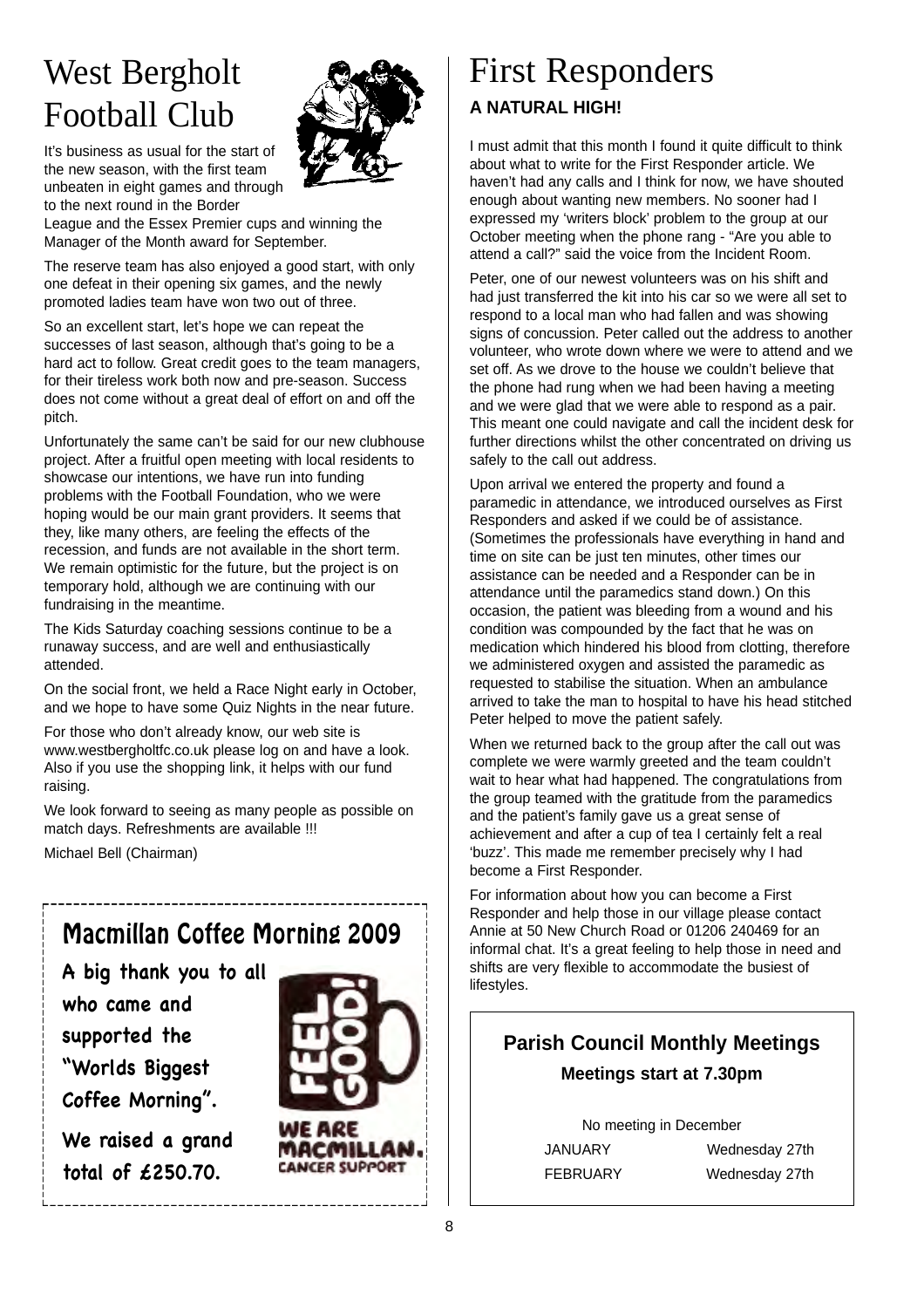# West Bergholt Football Club

It's business as usual for the start of the new season, with the first team unbeaten in eight games and through to the next round in the Border League and the Essex Premier cups and winning the Manager of the Month award for September.

The reserve team has also enjoyed a good start, with only one defeat in their opening six games, and the newly promoted ladies team have won two out of three.

So an excellent start, let's hope we can repeat the successes of last season, although that's going to be a hard act to follow. Great credit goes to the team managers, for their tireless work both now and pre-season. Success does not come without a great deal of effort on and off the pitch.

Unfortunately the same can't be said for our new clubhouse project. After a fruitful open meeting with local residents to showcase our intentions, we have run into funding problems with the Football Foundation, who we were hoping would be our main grant providers. It seems that they, like many others, are feeling the effects of the recession, and funds are not available in the short term. We remain optimistic for the future, but the project is on temporary hold, although we are continuing with our fundraising in the meantime.

The Kids Saturday coaching sessions continue to be a runaway success, and are well and enthusiastically attended.

On the social front, we held a Race Night early in October, and we hope to have some Quiz Nights in the near future.

For those who don't already know, our web site is www.westbergholtfc.co.uk please log on and have a look. Also if you use the shopping link, it helps with our fund raising.

We look forward to seeing as many people as possible on match days. Refreshments are available !!!

Michael Bell (Chairman)

## Macmillan Coffee Morning 2009

**A big thank you to all who came and supported the "Worlds Biggest Coffee Morning".**

**We raised a grand total of £250.70.**

FEEL GOOD! WE ARE MACMILLAN. CANCER SUPPORT

# First Responders

### A NATURAL HIGH!

I must admit that this month I found it quite difficult to think about what to write for the First Responder article. We haven't had any calls and I think for now, we have shouted enough about wanting new members. No sooner had I expressed my 'writers block' problem to the group at our October meeting when the phone rang - "Are you able to attend a call?" said the voice from the Incident Room.

Peter, one of our newest volunteers was on his shift and had just transferred the kit into his car so we were all set to respond to a local man who had fallen and was showing signs of concussion. Peter called out the address to another volunteer, who wrote down where we were to attend and we set off. As we drove to the house we couldn't believe that the phone had rung when we had been having a meeting and we were glad that we were able to respond as a pair. This meant one could navigate and call the incident desk for further directions whilst the other concentrated on driving us safely to the call out address.

Upon arrival we entered the property and found a paramedic in attendance, we introduced ourselves as First Responders and asked if we could be of assistance. (Sometimes the professionals have everything in hand and time on site can be just ten minutes, other times our assistance can be needed and a Responder can be in attendance until the paramedics stand down.) On this occasion, the patient was bleeding from a wound and his condition was compounded by the fact that he was on medication which hindered his blood from clotting, therefore we administered oxygen and assisted the paramedic as requested to stabilise the situation. When an ambulance arrived to take the man to hospital to have his head stitched Peter helped to move the patient safely.

When we returned back to the group after the call out was complete we were warmly greeted and the team couldn't wait to hear what had happened. The congratulations from the group teamed with the gratitude from the paramedics and the patient's family gave us a great sense of achievement and after a cup of tea I certainly felt a real 'buzz'. This made me remember precisely why I had become a First Responder.

For information about how you can become a First Responder and help those in our village please contact Annie at 50 New Church Road or 01206 240469 for an informal chat. It's a great feeling to help those in need and shifts are very flexible to accommodate the busiest of lifestyles.

## Parish Council Monthly Meetings

**Meetings start at 7.30pm**

No meeting in December

| | |
|---|---|
| JANUARY | Wednesday 27th |
| FEBRUARY | Wednesday 27th |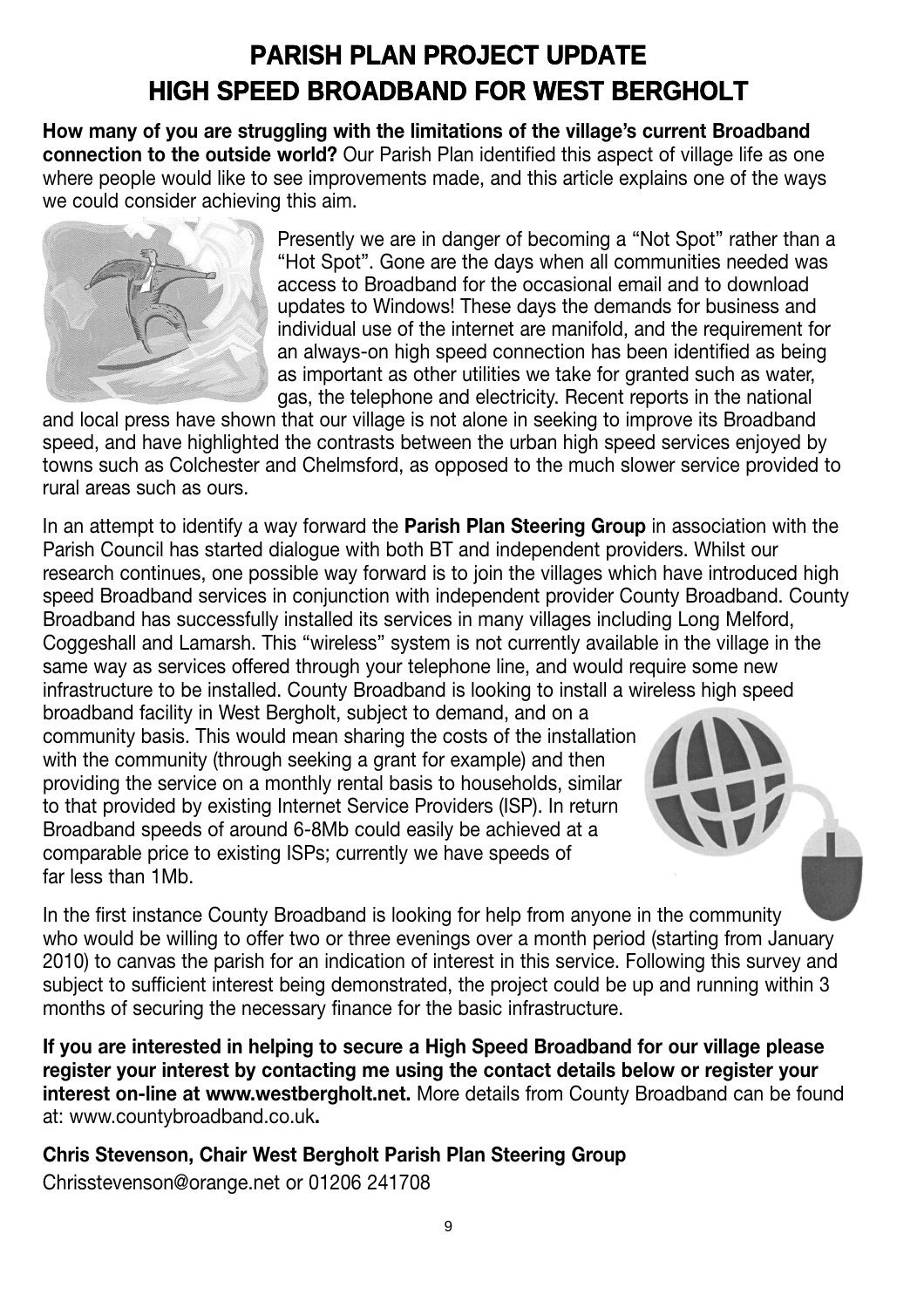# PARISH PLAN PROJECT UPDATE
# HIGH SPEED BROADBAND FOR WEST BERGHOLT

**How many of you are struggling with the limitations of the village's current Broadband connection to the outside world?** Our Parish Plan identified this aspect of village life as one where people would like to see improvements made, and this article explains one of the ways we could consider achieving this aim.

Presently we are in danger of becoming a "Not Spot" rather than a "Hot Spot". Gone are the days when all communities needed was access to Broadband for the occasional email and to download updates to Windows! These days the demands for business and individual use of the internet are manifold, and the requirement for an always-on high speed connection has been identified as being as important as other utilities we take for granted such as water, gas, the telephone and electricity. Recent reports in the national and local press have shown that our village is not alone in seeking to improve its Broadband speed, and have highlighted the contrasts between the urban high speed services enjoyed by towns such as Colchester and Chelmsford, as opposed to the much slower service provided to rural areas such as ours.

In an attempt to identify a way forward the **Parish Plan Steering Group** in association with the Parish Council has started dialogue with both BT and independent providers. Whilst our research continues, one possible way forward is to join the villages which have introduced high speed Broadband services in conjunction with independent provider County Broadband. County Broadband has successfully installed its services in many villages including Long Melford, Coggeshall and Lamarsh. This "wireless" system is not currently available in the village in the same way as services offered through your telephone line, and would require some new infrastructure to be installed. County Broadband is looking to install a wireless high speed broadband facility in West Bergholt, subject to demand, and on a community basis. This would mean sharing the costs of the installation with the community (through seeking a grant for example) and then providing the service on a monthly rental basis to households, similar to that provided by existing Internet Service Providers (ISP). In return Broadband speeds of around 6-8Mb could easily be achieved at a comparable price to existing ISPs; currently we have speeds of far less than 1Mb.

In the first instance County Broadband is looking for help from anyone in the community who would be willing to offer two or three evenings over a month period (starting from January 2010) to canvas the parish for an indication of interest in this service. Following this survey and subject to sufficient interest being demonstrated, the project could be up and running within 3 months of securing the necessary finance for the basic infrastructure.

**If you are interested in helping to secure a High Speed Broadband for our village please register your interest by contacting me using the contact details below or register your interest on-line at www.westbergholt.net.** More details from County Broadband can be found at: www.countybroadband.co.uk**.**

**Chris Stevenson, Chair West Bergholt Parish Plan Steering Group**

Chrisstevenson@orange.net or 01206 241708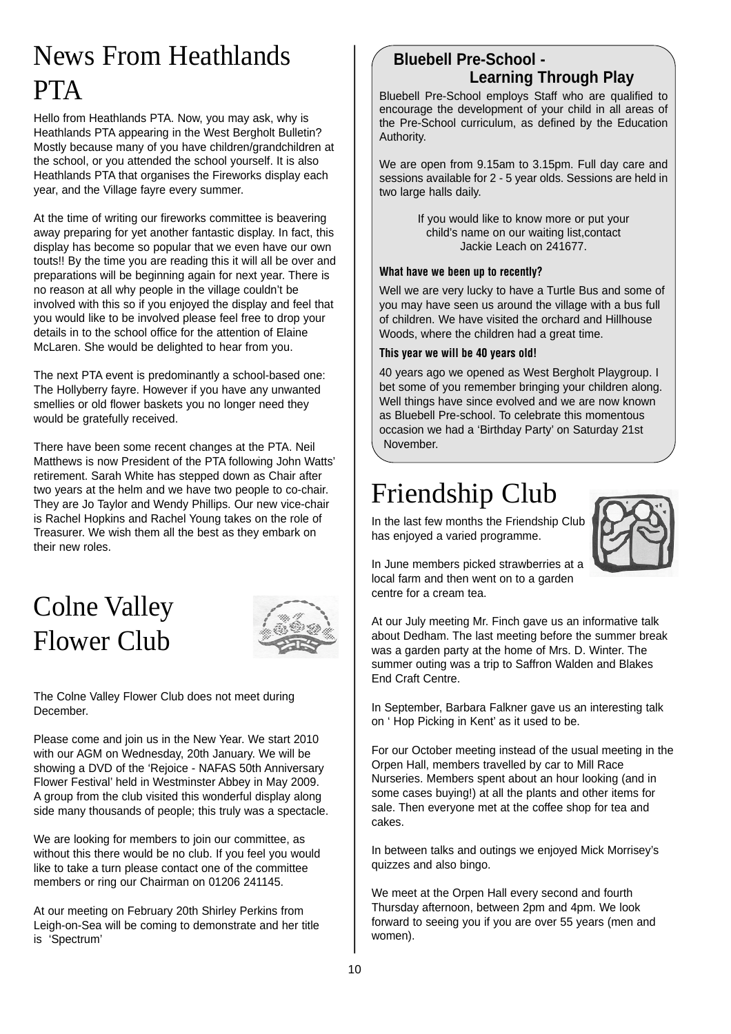# News From Heathlands PTA

Hello from Heathlands PTA. Now, you may ask, why is Heathlands PTA appearing in the West Bergholt Bulletin? Mostly because many of you have children/grandchildren at the school, or you attended the school yourself. It is also Heathlands PTA that organises the Fireworks display each year, and the Village fayre every summer.

At the time of writing our fireworks committee is beavering away preparing for yet another fantastic display. In fact, this display has become so popular that we even have our own touts!! By the time you are reading this it will all be over and preparations will be beginning again for next year. There is no reason at all why people in the village couldn't be involved with this so if you enjoyed the display and feel that you would like to be involved please feel free to drop your details in to the school office for the attention of Elaine McLaren. She would be delighted to hear from you.

The next PTA event is predominantly a school-based one: The Hollyberry fayre. However if you have any unwanted smellies or old flower baskets you no longer need they would be gratefully received.

There have been some recent changes at the PTA. Neil Matthews is now President of the PTA following John Watts' retirement. Sarah White has stepped down as Chair after two years at the helm and we have two people to co-chair. They are Jo Taylor and Wendy Phillips. Our new vice-chair is Rachel Hopkins and Rachel Young takes on the role of Treasurer. We wish them all the best as they embark on their new roles.

# Colne Valley Flower Club

The Colne Valley Flower Club does not meet during December.

Please come and join us in the New Year. We start 2010 with our AGM on Wednesday, 20th January. We will be showing a DVD of the 'Rejoice - NAFAS 50th Anniversary Flower Festival' held in Westminster Abbey in May 2009. A group from the club visited this wonderful display along side many thousands of people; this truly was a spectacle.

We are looking for members to join our committee, as without this there would be no club. If you feel you would like to take a turn please contact one of the committee members or ring our Chairman on 01206 241145.

At our meeting on February 20th Shirley Perkins from Leigh-on-Sea will be coming to demonstrate and her title is 'Spectrum'

## Bluebell Pre-School - Learning Through Play

Bluebell Pre-School employs Staff who are qualified to encourage the development of your child in all areas of the Pre-School curriculum, as defined by the Education Authority.

We are open from 9.15am to 3.15pm. Full day care and sessions available for 2 - 5 year olds. Sessions are held in two large halls daily.

If you would like to know more or put your child's name on our waiting list,contact Jackie Leach on 241677.

**What have we been up to recently?**

Well we are very lucky to have a Turtle Bus and some of you may have seen us around the village with a bus full of children. We have visited the orchard and Hillhouse Woods, where the children had a great time.

**This year we will be 40 years old!**

40 years ago we opened as West Bergholt Playgroup. I bet some of you remember bringing your children along. Well things have since evolved and we are now known as Bluebell Pre-school. To celebrate this momentous occasion we had a 'Birthday Party' on Saturday 21st November.

# Friendship Club

In the last few months the Friendship Club has enjoyed a varied programme.

In June members picked strawberries at a local farm and then went on to a garden centre for a cream tea.

At our July meeting Mr. Finch gave us an informative talk about Dedham. The last meeting before the summer break was a garden party at the home of Mrs. D. Winter. The summer outing was a trip to Saffron Walden and Blakes End Craft Centre.

In September, Barbara Falkner gave us an interesting talk on ' Hop Picking in Kent' as it used to be.

For our October meeting instead of the usual meeting in the Orpen Hall, members travelled by car to Mill Race Nurseries. Members spent about an hour looking (and in some cases buying!) at all the plants and other items for sale. Then everyone met at the coffee shop for tea and cakes.

In between talks and outings we enjoyed Mick Morrisey's quizzes and also bingo.

We meet at the Orpen Hall every second and fourth Thursday afternoon, between 2pm and 4pm. We look forward to seeing you if you are over 55 years (men and women).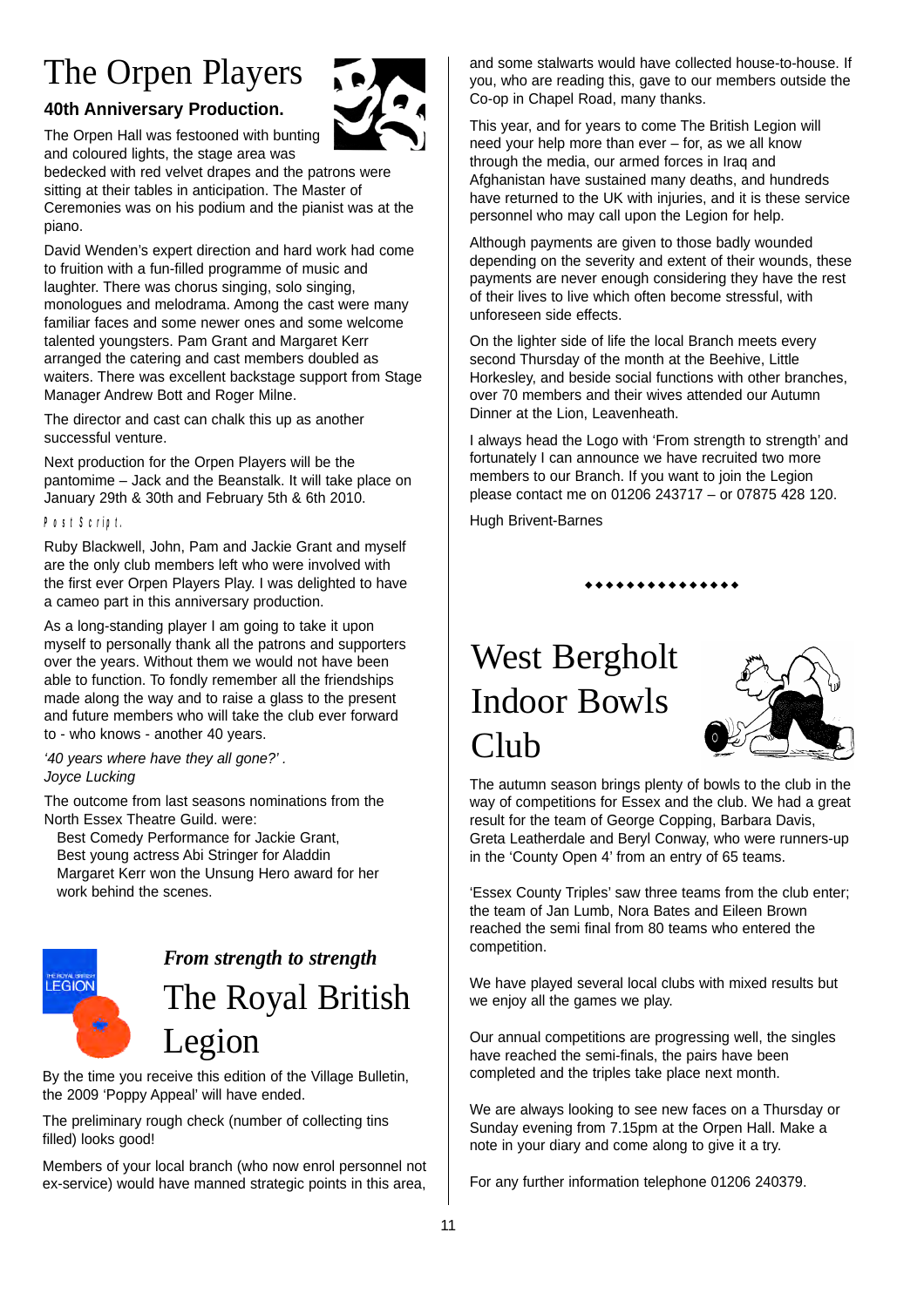# The Orpen Players

**40th Anniversary Production.**

The Orpen Hall was festooned with bunting and coloured lights, the stage area was bedecked with red velvet drapes and the patrons were sitting at their tables in anticipation. The Master of Ceremonies was on his podium and the pianist was at the piano.

David Wenden's expert direction and hard work had come to fruition with a fun-filled programme of music and laughter. There was chorus singing, solo singing, monologues and melodrama. Among the cast were many familiar faces and some newer ones and some welcome talented youngsters. Pam Grant and Margaret Kerr arranged the catering and cast members doubled as waiters. There was excellent backstage support from Stage Manager Andrew Bott and Roger Milne.

The director and cast can chalk this up as another successful venture.

Next production for the Orpen Players will be the pantomime – Jack and the Beanstalk. It will take place on January 29th & 30th and February 5th & 6th 2010.

Post Script.

Ruby Blackwell, John, Pam and Jackie Grant and myself are the only club members left who were involved with the first ever Orpen Players Play. I was delighted to have a cameo part in this anniversary production.

As a long-standing player I am going to take it upon myself to personally thank all the patrons and supporters over the years. Without them we would not have been able to function. To fondly remember all the friendships made along the way and to raise a glass to the present and future members who will take the club ever forward to - who knows - another 40 years.

*'40 years where have they all gone?'.*
*Joyce Lucking*

The outcome from last seasons nominations from the North Essex Theatre Guild. were:

- Best Comedy Performance for Jackie Grant,
- Best young actress Abi Stringer for Aladdin
- Margaret Kerr won the Unsung Hero award for her work behind the scenes.

***From strength to strength***

# The Royal British Legion

By the time you receive this edition of the Village Bulletin, the 2009 'Poppy Appeal' will have ended.

The preliminary rough check (number of collecting tins filled) looks good!

Members of your local branch (who now enrol personnel not ex-service) would have manned strategic points in this area, and some stalwarts would have collected house-to-house. If you, who are reading this, gave to our members outside the Co-op in Chapel Road, many thanks.

This year, and for years to come The British Legion will need your help more than ever – for, as we all know through the media, our armed forces in Iraq and Afghanistan have sustained many deaths, and hundreds have returned to the UK with injuries, and it is these service personnel who may call upon the Legion for help.

Although payments are given to those badly wounded depending on the severity and extent of their wounds, these payments are never enough considering they have the rest of their lives to live which often become stressful, with unforeseen side effects.

On the lighter side of life the local Branch meets every second Thursday of the month at the Beehive, Little Horkesley, and beside social functions with other branches, over 70 members and their wives attended our Autumn Dinner at the Lion, Leavenheath.

I always head the Logo with 'From strength to strength' and fortunately I can announce we have recruited two more members to our Branch. If you want to join the Legion please contact me on 01206 243717 – or 07875 428 120.

Hugh Brivent-Barnes

# West Bergholt Indoor Bowls Club

The autumn season brings plenty of bowls to the club in the way of competitions for Essex and the club. We had a great result for the team of George Copping, Barbara Davis, Greta Leatherdale and Beryl Conway, who were runners-up in the 'County Open 4' from an entry of 65 teams.

'Essex County Triples' saw three teams from the club enter; the team of Jan Lumb, Nora Bates and Eileen Brown reached the semi final from 80 teams who entered the competition.

We have played several local clubs with mixed results but we enjoy all the games we play.

Our annual competitions are progressing well, the singles have reached the semi-finals, the pairs have been completed and the triples take place next month.

We are always looking to see new faces on a Thursday or Sunday evening from 7.15pm at the Orpen Hall. Make a note in your diary and come along to give it a try.

For any further information telephone 01206 240379.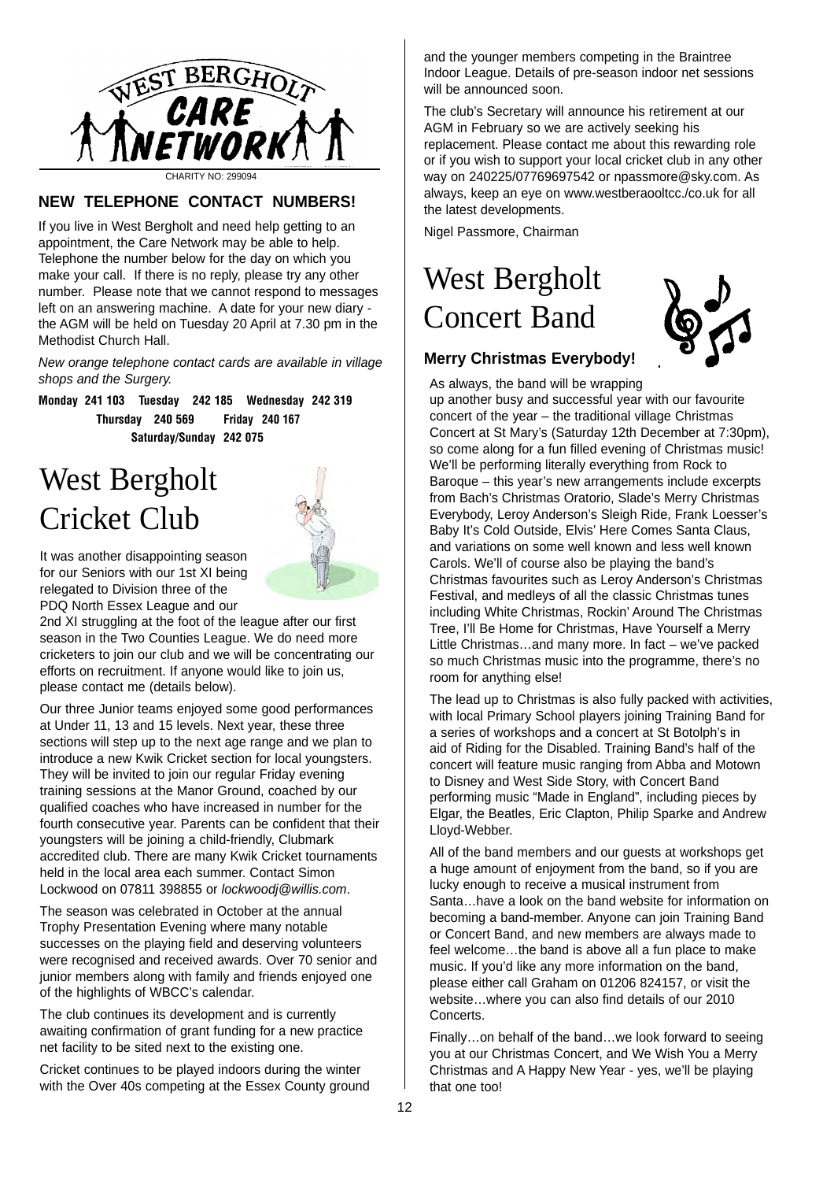WEST BERGHOLT CARE NETWORK

CHARITY NO: 299094

## NEW TELEPHONE CONTACT NUMBERS!

If you live in West Bergholt and need help getting to an appointment, the Care Network may be able to help. Telephone the number below for the day on which you make your call. If there is no reply, please try any other number. Please note that we cannot respond to messages left on an answering machine. A date for your new diary - the AGM will be held on Tuesday 20 April at 7.30 pm in the Methodist Church Hall.

*New orange telephone contact cards are available in village shops and the Surgery.*

**Monday 241 103 Tuesday 242 185 Wednesday 242 319**
**Thursday 240 569 Friday 240 167**
**Saturday/Sunday 242 075**

# West Bergholt Cricket Club

It was another disappointing season for our Seniors with our 1st XI being relegated to Division three of the PDQ North Essex League and our 2nd XI struggling at the foot of the league after our first season in the Two Counties League. We do need more cricketers to join our club and we will be concentrating our efforts on recruitment. If anyone would like to join us, please contact me (details below).

Our three Junior teams enjoyed some good performances at Under 11, 13 and 15 levels. Next year, these three sections will step up to the next age range and we plan to introduce a new Kwik Cricket section for local youngsters. They will be invited to join our regular Friday evening training sessions at the Manor Ground, coached by our qualified coaches who have increased in number for the fourth consecutive year. Parents can be confident that their youngsters will be joining a child-friendly, Clubmark accredited club. There are many Kwik Cricket tournaments held in the local area each summer. Contact Simon Lockwood on 07811 398855 or *lockwoodj@willis.com*.

The season was celebrated in October at the annual Trophy Presentation Evening where many notable successes on the playing field and deserving volunteers were recognised and received awards. Over 70 senior and junior members along with family and friends enjoyed one of the highlights of WBCC's calendar.

The club continues its development and is currently awaiting confirmation of grant funding for a new practice net facility to be sited next to the existing one.

Cricket continues to be played indoors during the winter with the Over 40s competing at the Essex County ground and the younger members competing in the Braintree Indoor League. Details of pre-season indoor net sessions will be announced soon.

The club's Secretary will announce his retirement at our AGM in February so we are actively seeking his replacement. Please contact me about this rewarding role or if you wish to support your local cricket club in any other way on 240225/07769697542 or npassmore@sky.com. As always, keep an eye on www.westberaooltcc./co.uk for all the latest developments.

Nigel Passmore, Chairman

# West Bergholt Concert Band

### Merry Christmas Everybody!

As always, the band will be wrapping up another busy and successful year with our favourite concert of the year – the traditional village Christmas Concert at St Mary's (Saturday 12th December at 7:30pm), so come along for a fun filled evening of Christmas music! We'll be performing literally everything from Rock to Baroque – this year's new arrangements include excerpts from Bach's Christmas Oratorio, Slade's Merry Christmas Everybody, Leroy Anderson's Sleigh Ride, Frank Loesser's Baby It's Cold Outside, Elvis' Here Comes Santa Claus, and variations on some well known and less well known Carols. We'll of course also be playing the band's Christmas favourites such as Leroy Anderson's Christmas Festival, and medleys of all the classic Christmas tunes including White Christmas, Rockin' Around The Christmas Tree, I'll Be Home for Christmas, Have Yourself a Merry Little Christmas…and many more. In fact – we've packed so much Christmas music into the programme, there's no room for anything else!

The lead up to Christmas is also fully packed with activities, with local Primary School players joining Training Band for a series of workshops and a concert at St Botolph's in aid of Riding for the Disabled. Training Band's half of the concert will feature music ranging from Abba and Motown to Disney and West Side Story, with Concert Band performing music "Made in England", including pieces by Elgar, the Beatles, Eric Clapton, Philip Sparke and Andrew Lloyd-Webber.

All of the band members and our guests at workshops get a huge amount of enjoyment from the band, so if you are lucky enough to receive a musical instrument from Santa…have a look on the band website for information on becoming a band-member. Anyone can join Training Band or Concert Band, and new members are always made to feel welcome…the band is above all a fun place to make music. If you'd like any more information on the band, please either call Graham on 01206 824157, or visit the website…where you can also find details of our 2010 Concerts.

Finally…on behalf of the band…we look forward to seeing you at our Christmas Concert, and We Wish You a Merry Christmas and A Happy New Year - yes, we'll be playing that one too!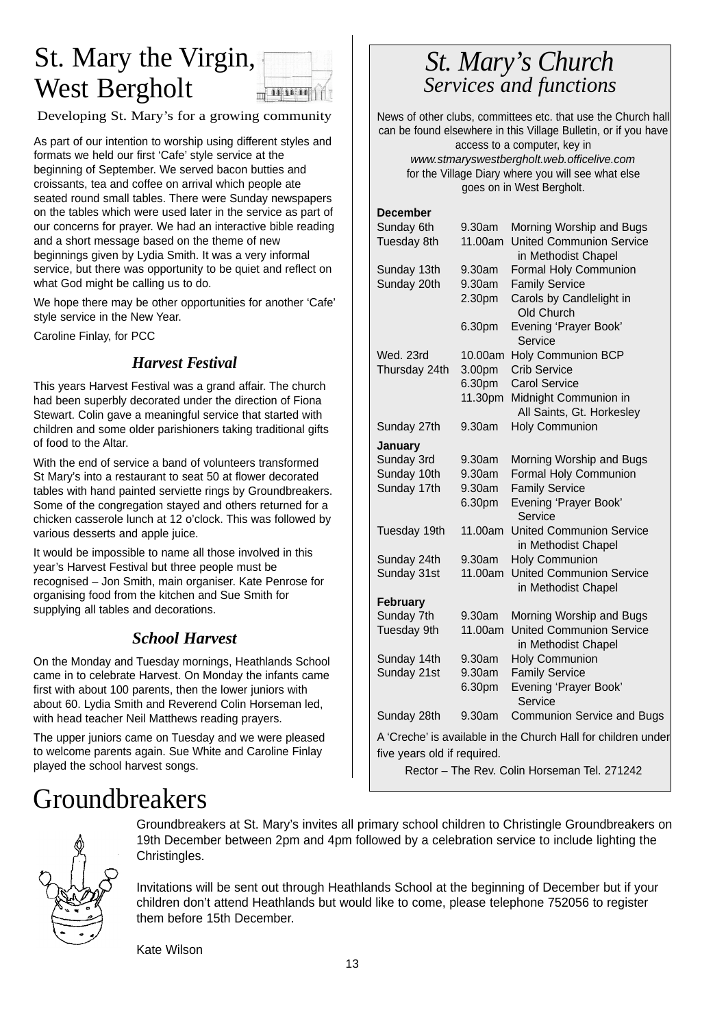# St. Mary the Virgin, West Bergholt

Developing St. Mary's for a growing community

As part of our intention to worship using different styles and formats we held our first 'Cafe' style service at the beginning of September. We served bacon butties and croissants, tea and coffee on arrival which people ate seated round small tables. There were Sunday newspapers on the tables which were used later in the service as part of our concerns for prayer. We had an interactive bible reading and a short message based on the theme of new beginnings given by Lydia Smith. It was a very informal service, but there was opportunity to be quiet and reflect on what God might be calling us to do.

We hope there may be other opportunities for another 'Cafe' style service in the New Year.

Caroline Finlay, for PCC

### *Harvest Festival*

This years Harvest Festival was a grand affair. The church had been superbly decorated under the direction of Fiona Stewart. Colin gave a meaningful service that started with children and some older parishioners taking traditional gifts of food to the Altar.

With the end of service a band of volunteers transformed St Mary's into a restaurant to seat 50 at flower decorated tables with hand painted serviette rings by Groundbreakers. Some of the congregation stayed and others returned for a chicken casserole lunch at 12 o'clock. This was followed by various desserts and apple juice.

It would be impossible to name all those involved in this year's Harvest Festival but three people must be recognised – Jon Smith, main organiser. Kate Penrose for organising food from the kitchen and Sue Smith for supplying all tables and decorations.

### *School Harvest*

On the Monday and Tuesday mornings, Heathlands School came in to celebrate Harvest. On Monday the infants came first with about 100 parents, then the lower juniors with about 60. Lydia Smith and Reverend Colin Horseman led, with head teacher Neil Matthews reading prayers.

The upper juniors came on Tuesday and we were pleased to welcome parents again. Sue White and Caroline Finlay played the school harvest songs.

## *St. Mary's Church*
### *Services and functions*

News of other clubs, committees etc. that use the Church hall can be found elsewhere in this Village Bulletin, or if you have access to a computer, key in *www.stmaryswestbergholt.web.officelive.com* for the Village Diary where you will see what else goes on in West Bergholt.

| | | |
|---|---|---|
| **December** | | |
| Sunday 6th | 9.30am | Morning Worship and Bugs |
| Tuesday 8th | 11.00am | United Communion Service in Methodist Chapel |
| Sunday 13th | 9.30am | Formal Holy Communion |
| Sunday 20th | 9.30am | Family Service |
| | 2.30pm | Carols by Candlelight in Old Church |
| | 6.30pm | Evening 'Prayer Book' Service |
| Wed. 23rd | 10.00am | Holy Communion BCP |
| Thursday 24th | 3.00pm | Crib Service |
| | 6.30pm | Carol Service |
| | 11.30pm | Midnight Communion in All Saints, Gt. Horkesley |
| Sunday 27th | 9.30am | Holy Communion |
| **January** | | |
| Sunday 3rd | 9.30am | Morning Worship and Bugs |
| Sunday 10th | 9.30am | Formal Holy Communion |
| Sunday 17th | 9.30am | Family Service |
| | 6.30pm | Evening 'Prayer Book' Service |
| Tuesday 19th | 11.00am | United Communion Service in Methodist Chapel |
| Sunday 24th | 9.30am | Holy Communion |
| Sunday 31st | 11.00am | United Communion Service in Methodist Chapel |
| **February** | | |
| Sunday 7th | 9.30am | Morning Worship and Bugs |
| Tuesday 9th | 11.00am | United Communion Service in Methodist Chapel |
| Sunday 14th | 9.30am | Holy Communion |
| Sunday 21st | 9.30am | Family Service |
| | 6.30pm | Evening 'Prayer Book' Service |
| Sunday 28th | 9.30am | Communion Service and Bugs |

A 'Creche' is available in the Church Hall for children under five years old if required.

Rector – The Rev. Colin Horseman Tel. 271242

# Groundbreakers

Groundbreakers at St. Mary's invites all primary school children to Christingle Groundbreakers on 19th December between 2pm and 4pm followed by a celebration service to include lighting the Christingles.

Invitations will be sent out through Heathlands School at the beginning of December but if your children don't attend Heathlands but would like to come, please telephone 752056 to register them before 15th December.

Kate Wilson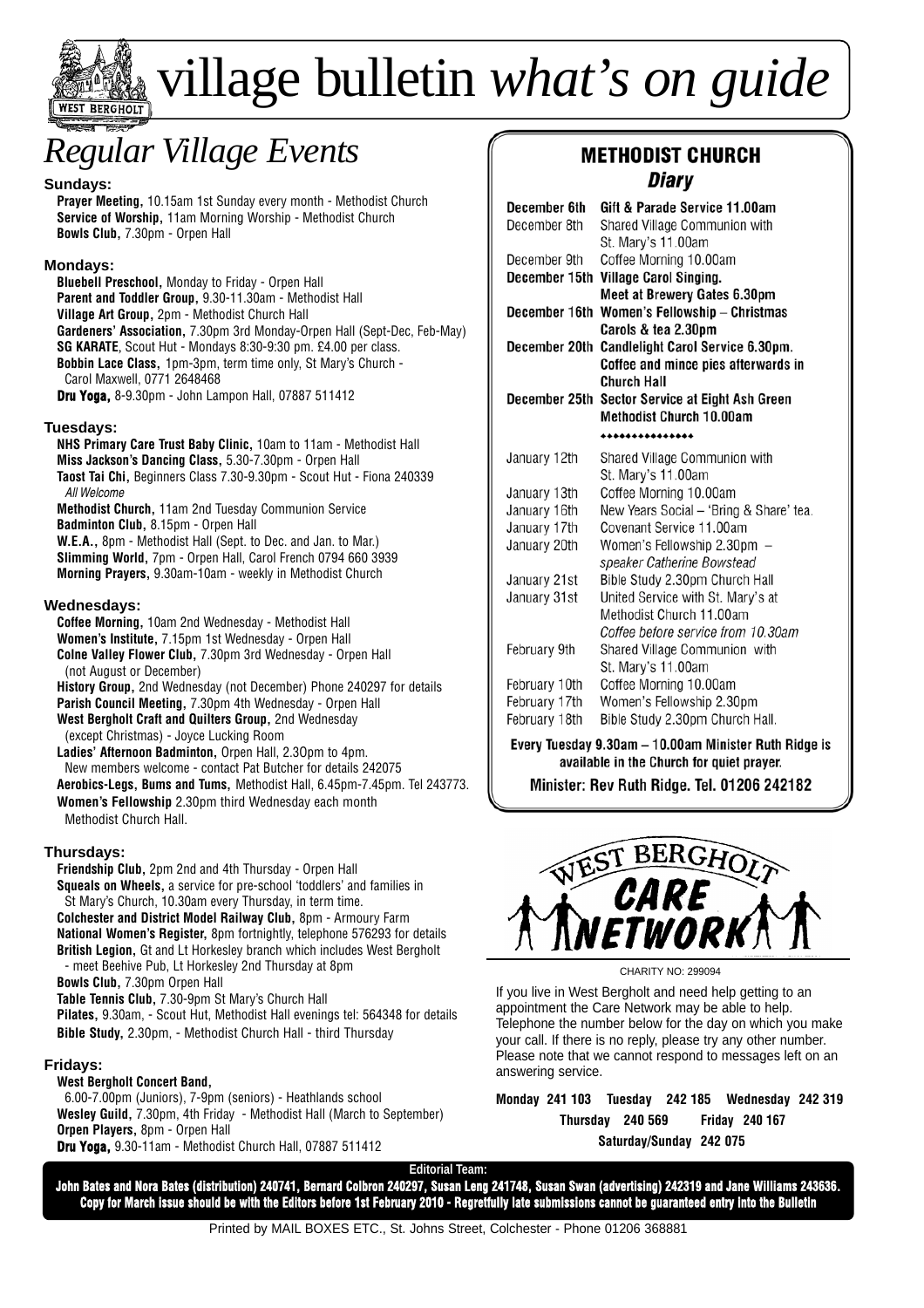# village bulletin *what's on guide*

WEST BERGHOLT

## *Regular Village Events*

### Sundays:

**Prayer Meeting,** 10.15am 1st Sunday every month - Methodist Church
**Service of Worship,** 11am Morning Worship - Methodist Church
**Bowls Club,** 7.30pm - Orpen Hall

### Mondays:

**Bluebell Preschool,** Monday to Friday - Orpen Hall
**Parent and Toddler Group,** 9.30-11.30am - Methodist Hall
**Village Art Group,** 2pm - Methodist Church Hall
**Gardeners' Association,** 7.30pm 3rd Monday-Orpen Hall (Sept-Dec, Feb-May)
**SG KARATE**, Scout Hut - Mondays 8:30-9:30 pm. £4.00 per class.
**Bobbin Lace Class,** 1pm-3pm, term time only, St Mary's Church - Carol Maxwell, 0771 2648468
**Dru Yoga,** 8-9.30pm - John Lampon Hall, 07887 511412

### Tuesdays:

**NHS Primary Care Trust Baby Clinic,** 10am to 11am - Methodist Hall
**Miss Jackson's Dancing Class,** 5.30-7.30pm - Orpen Hall
**Taost Tai Chi,** Beginners Class 7.30-9.30pm - Scout Hut - Fiona 240339 *All Welcome*
**Methodist Church,** 11am 2nd Tuesday Communion Service
**Badminton Club,** 8.15pm - Orpen Hall
**W.E.A.,** 8pm - Methodist Hall (Sept. to Dec. and Jan. to Mar.)
**Slimming World,** 7pm - Orpen Hall, Carol French 0794 660 3939
**Morning Prayers,** 9.30am-10am - weekly in Methodist Church

### Wednesdays:

**Coffee Morning,** 10am 2nd Wednesday - Methodist Hall
**Women's Institute,** 7.15pm 1st Wednesday - Orpen Hall
**Colne Valley Flower Club,** 7.30pm 3rd Wednesday - Orpen Hall (not August or December)
**History Group,** 2nd Wednesday (not December) Phone 240297 for details
**Parish Council Meeting,** 7.30pm 4th Wednesday - Orpen Hall
**West Bergholt Craft and Quilters Group,** 2nd Wednesday (except Christmas) - Joyce Lucking Room
**Ladies' Afternoon Badminton,** Orpen Hall, 2.30pm to 4pm. New members welcome - contact Pat Butcher for details 242075
**Aerobics-Legs, Bums and Tums,** Methodist Hall, 6.45pm-7.45pm. Tel 243773.
**Women's Fellowship** 2.30pm third Wednesday each month Methodist Church Hall.

### Thursdays:

**Friendship Club,** 2pm 2nd and 4th Thursday - Orpen Hall
**Squeals on Wheels,** a service for pre-school 'toddlers' and families in St Mary's Church, 10.30am every Thursday, in term time.
**Colchester and District Model Railway Club,** 8pm - Armoury Farm
**National Women's Register,** 8pm fortnightly, telephone 576293 for details
**British Legion,** Gt and Lt Horkesley branch which includes West Bergholt - meet Beehive Pub, Lt Horkesley 2nd Thursday at 8pm
**Bowls Club,** 7.30pm Orpen Hall
**Table Tennis Club,** 7.30-9pm St Mary's Church Hall
**Pilates,** 9.30am, - Scout Hut, Methodist Hall evenings tel: 564348 for details
**Bible Study,** 2.30pm, - Methodist Church Hall - third Thursday

### Fridays:

**West Bergholt Concert Band,** 6.00-7.00pm (Juniors), 7-9pm (seniors) - Heathlands school
**Wesley Guild,** 7.30pm, 4th Friday - Methodist Hall (March to September)
**Orpen Players,** 8pm - Orpen Hall
**Dru Yoga,** 9.30-11am - Methodist Church Hall, 07887 511412

## METHODIST CHURCH
### *Diary*

| | |
|---|---|
| **December 6th** | **Gift & Parade Service 11.00am** |
| December 8th | Shared Village Communion with St. Mary's 11.00am |
| December 9th | Coffee Morning 10.00am |
| **December 15th** | **Village Carol Singing. Meet at Brewery Gates 6.30pm** |
| **December 16th** | **Women's Fellowship – Christmas Carols & tea 2.30pm** |
| **December 20th** | **Candlelight Carol Service 6.30pm. Coffee and mince pies afterwards in Church Hall** |
| **December 25th** | **Sector Service at Eight Ash Green Methodist Church 10.00am** |

| | |
|---|---|
| January 12th | Shared Village Communion with St. Mary's 11.00am |
| January 13th | Coffee Morning 10.00am |
| January 16th | New Years Social – 'Bring & Share' tea. |
| January 17th | Covenant Service 11.00am |
| January 20th | Women's Fellowship 2.30pm – *speaker Catherine Bowstead* |
| January 21st | Bible Study 2.30pm Church Hall |
| January 31st | United Service with St. Mary's at Methodist Church 11.00am *Coffee before service from 10.30am* |
| February 9th | Shared Village Communion with St. Mary's 11.00am |
| February 10th | Coffee Morning 10.00am |
| February 17th | Women's Fellowship 2.30pm |
| February 18th | Bible Study 2.30pm Church Hall. |

**Every Tuesday 9.30am – 10.00am Minister Ruth Ridge is available in the Church for quiet prayer.**

**Minister: Rev Ruth Ridge. Tel. 01206 242182**

## WEST BERGHOLT CARE NETWORK

CHARITY NO: 299094

If you live in West Bergholt and need help getting to an appointment the Care Network may be able to help. Telephone the number below for the day on which you make your call. If there is no reply, please try any other number. Please note that we cannot respond to messages left on an answering service.

**Monday 241 103 Tuesday 242 185 Wednesday 242 319**
**Thursday 240 569 Friday 240 167**
**Saturday/Sunday 242 075**

**Editorial Team:**
**John Bates and Nora Bates (distribution) 240741, Bernard Colbron 240297, Susan Leng 241748, Susan Swan (advertising) 242319 and Jane Williams 243636.**
**Copy for March issue should be with the Editors before 1st February 2010 - Regretfully late submissions cannot be guaranteed entry into the Bulletin**

Printed by MAIL BOXES ETC., St. Johns Street, Colchester - Phone 01206 368881